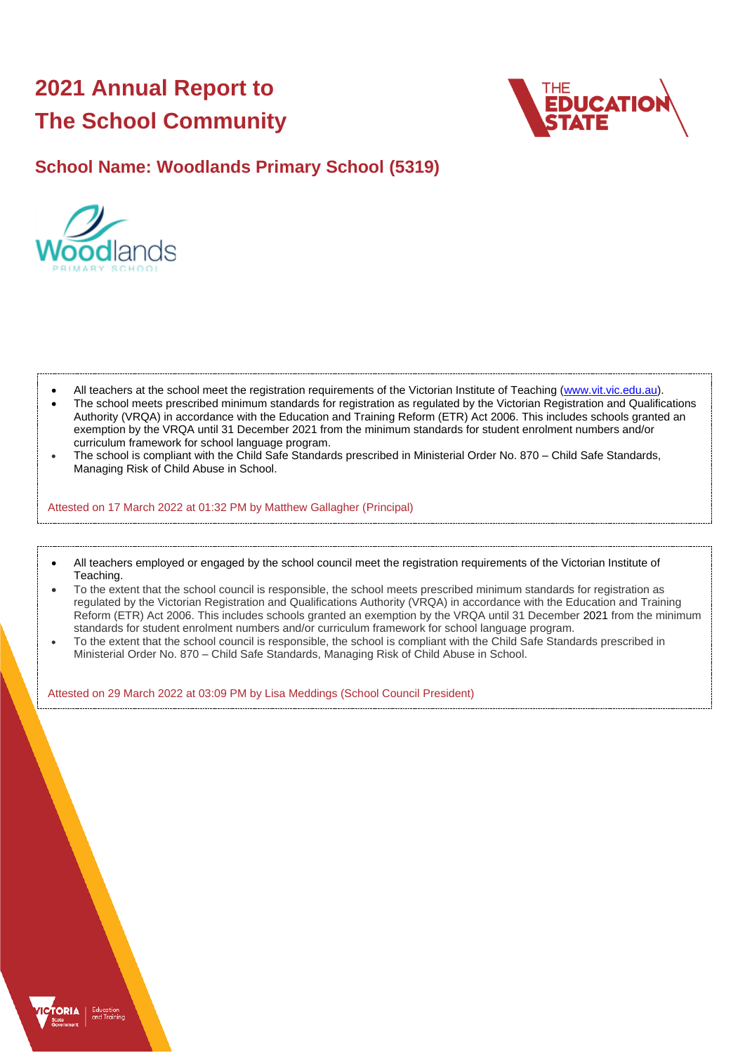# 2021 Annual Report to The School Community

## School Name: Woodlands Primary School (5319)

- All teachers at the school meet the registration requirements of the Victorian Institute of Teaching (www.vit.vic.edu.au).
- The school meets prescribed minimum standards for registration as regulated by the Victorian Registration and Qualifications Authority (VRQA) in accordance with the Education and Training Reform (ETR) Act 2006. This includes schools granted an exemption by the VRQA until 31 December 2021 from the minimum standards for student enrolment numbers and/or curriculum framework for school language program.
- The school is compliant with the Child Safe Standards prescribed in Ministerial Order No. 870 – Child Safe Standards, Managing Risk of Child Abuse in School.

Attested on 17 March 2022 at 01:32 PM by Matthew Gallagher (Principal)

- All teachers employed or engaged by the school council meet the registration requirements of the Victorian Institute of Teaching.
- To the extent that the school council is responsible, the school meets prescribed minimum standards for registration as regulated by the Victorian Registration and Qualifications Authority (VRQA) in accordance with the Education and Training Reform (ETR) Act 2006. This includes schools granted an exemption by the VRQA until 31 December 2021 from the minimum standards for student enrolment numbers and/or curriculum framework for school language program.
- To the extent that the school council is responsible, the school is compliant with the Child Safe Standards prescribed in Ministerial Order No. 870 – Child Safe Standards, Managing Risk of Child Abuse in School.

Attested on 29 March 2022 at 03:09 PM by Lisa Meddings (School Council President)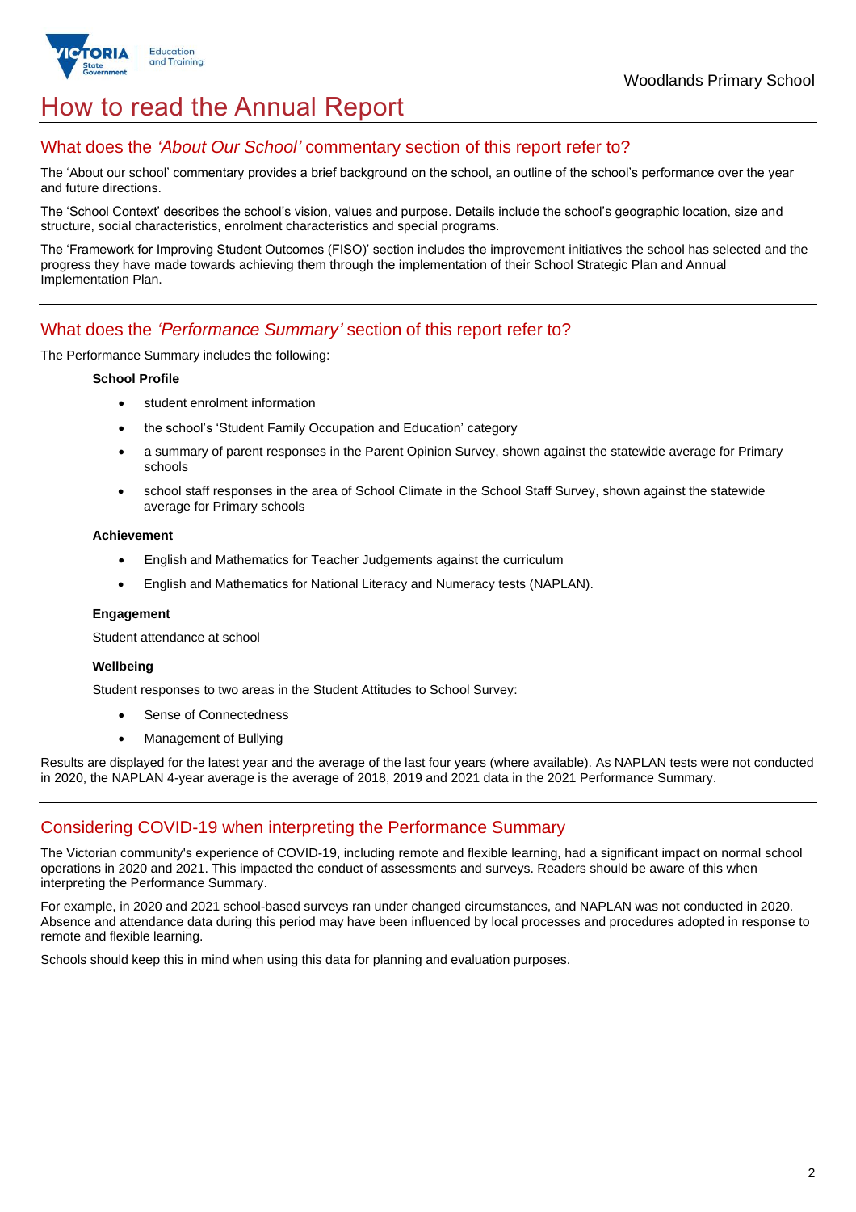# How to read the Annual Report

## What does the *'About Our School'* commentary section of this report refer to?

The 'About our school' commentary provides a brief background on the school, an outline of the school's performance over the year and future directions.

The 'School Context' describes the school's vision, values and purpose. Details include the school's geographic location, size and structure, social characteristics, enrolment characteristics and special programs.

The 'Framework for Improving Student Outcomes (FISO)' section includes the improvement initiatives the school has selected and the progress they have made towards achieving them through the implementation of their School Strategic Plan and Annual Implementation Plan.

## What does the *'Performance Summary'* section of this report refer to?

The Performance Summary includes the following:

**School Profile**

- student enrolment information
- the school's 'Student Family Occupation and Education' category
- a summary of parent responses in the Parent Opinion Survey, shown against the statewide average for Primary schools
- school staff responses in the area of School Climate in the School Staff Survey, shown against the statewide average for Primary schools

**Achievement**

- English and Mathematics for Teacher Judgements against the curriculum
- English and Mathematics for National Literacy and Numeracy tests (NAPLAN).

**Engagement**

Student attendance at school

**Wellbeing**

Student responses to two areas in the Student Attitudes to School Survey:

- Sense of Connectedness
- Management of Bullying

Results are displayed for the latest year and the average of the last four years (where available). As NAPLAN tests were not conducted in 2020, the NAPLAN 4-year average is the average of 2018, 2019 and 2021 data in the 2021 Performance Summary.

## Considering COVID-19 when interpreting the Performance Summary

The Victorian community's experience of COVID-19, including remote and flexible learning, had a significant impact on normal school operations in 2020 and 2021. This impacted the conduct of assessments and surveys. Readers should be aware of this when interpreting the Performance Summary.

For example, in 2020 and 2021 school-based surveys ran under changed circumstances, and NAPLAN was not conducted in 2020. Absence and attendance data during this period may have been influenced by local processes and procedures adopted in response to remote and flexible learning.

Schools should keep this in mind when using this data for planning and evaluation purposes.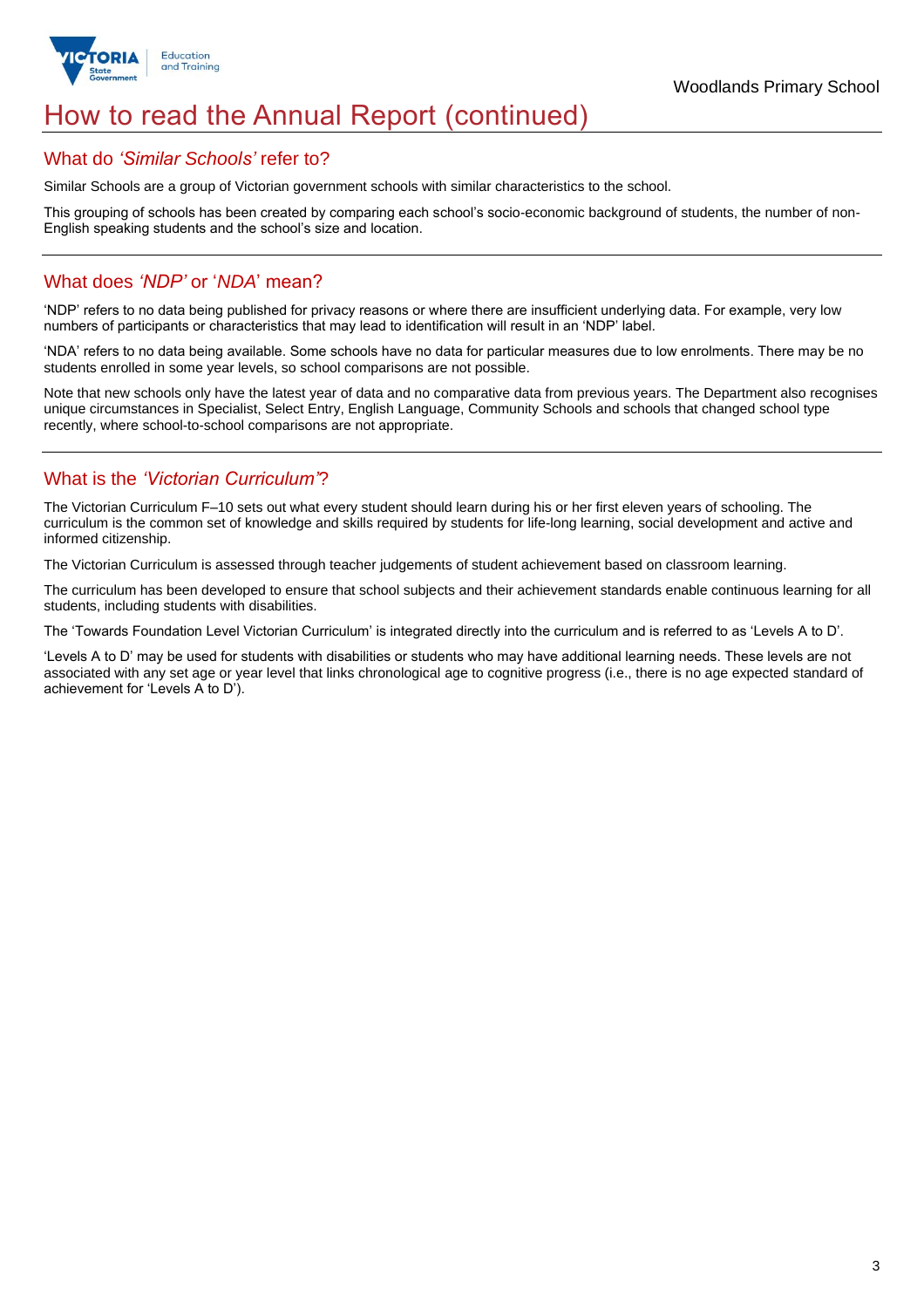# How to read the Annual Report (continued)

## What do *'Similar Schools'* refer to?

Similar Schools are a group of Victorian government schools with similar characteristics to the school.

This grouping of schools has been created by comparing each school's socio-economic background of students, the number of non-English speaking students and the school's size and location.

## What does *'NDP'* or '*NDA*' mean?

'NDP' refers to no data being published for privacy reasons or where there are insufficient underlying data. For example, very low numbers of participants or characteristics that may lead to identification will result in an 'NDP' label.

'NDA' refers to no data being available. Some schools have no data for particular measures due to low enrolments. There may be no students enrolled in some year levels, so school comparisons are not possible.

Note that new schools only have the latest year of data and no comparative data from previous years. The Department also recognises unique circumstances in Specialist, Select Entry, English Language, Community Schools and schools that changed school type recently, where school-to-school comparisons are not appropriate.

## What is the *'Victorian Curriculum'*?

The Victorian Curriculum F–10 sets out what every student should learn during his or her first eleven years of schooling. The curriculum is the common set of knowledge and skills required by students for life-long learning, social development and active and informed citizenship.

The Victorian Curriculum is assessed through teacher judgements of student achievement based on classroom learning.

The curriculum has been developed to ensure that school subjects and their achievement standards enable continuous learning for all students, including students with disabilities.

The 'Towards Foundation Level Victorian Curriculum' is integrated directly into the curriculum and is referred to as 'Levels A to D'.

'Levels A to D' may be used for students with disabilities or students who may have additional learning needs. These levels are not associated with any set age or year level that links chronological age to cognitive progress (i.e., there is no age expected standard of achievement for 'Levels A to D').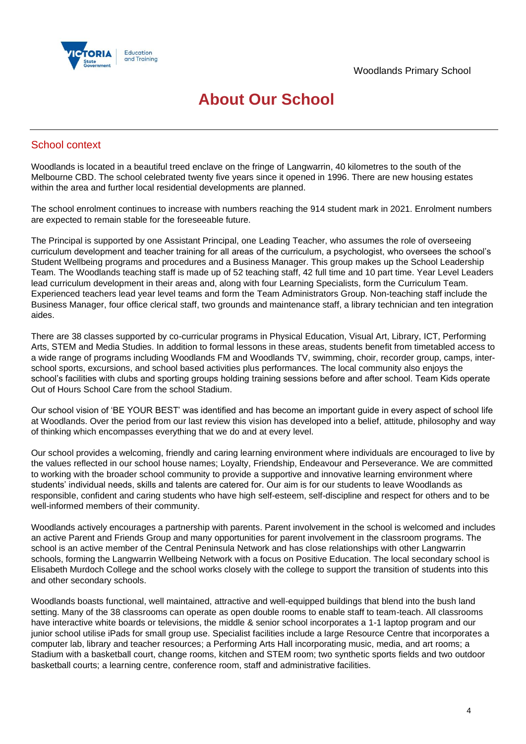# About Our School

## School context

Woodlands is located in a beautiful treed enclave on the fringe of Langwarrin, 40 kilometres to the south of the Melbourne CBD. The school celebrated twenty five years since it opened in 1996. There are new housing estates within the area and further local residential developments are planned.

The school enrolment continues to increase with numbers reaching the 914 student mark in 2021. Enrolment numbers are expected to remain stable for the foreseeable future.

The Principal is supported by one Assistant Principal, one Leading Teacher, who assumes the role of overseeing curriculum development and teacher training for all areas of the curriculum, a psychologist, who oversees the school's Student Wellbeing programs and procedures and a Business Manager. This group makes up the School Leadership Team. The Woodlands teaching staff is made up of 52 teaching staff, 42 full time and 10 part time. Year Level Leaders lead curriculum development in their areas and, along with four Learning Specialists, form the Curriculum Team. Experienced teachers lead year level teams and form the Team Administrators Group. Non-teaching staff include the Business Manager, four office clerical staff, two grounds and maintenance staff, a library technician and ten integration aides.

There are 38 classes supported by co-curricular programs in Physical Education, Visual Art, Library, ICT, Performing Arts, STEM and Media Studies. In addition to formal lessons in these areas, students benefit from timetabled access to a wide range of programs including Woodlands FM and Woodlands TV, swimming, choir, recorder group, camps, inter-school sports, excursions, and school based activities plus performances. The local community also enjoys the school's facilities with clubs and sporting groups holding training sessions before and after school. Team Kids operate Out of Hours School Care from the school Stadium.

Our school vision of 'BE YOUR BEST' was identified and has become an important guide in every aspect of school life at Woodlands. Over the period from our last review this vision has developed into a belief, attitude, philosophy and way of thinking which encompasses everything that we do and at every level.

Our school provides a welcoming, friendly and caring learning environment where individuals are encouraged to live by the values reflected in our school house names; Loyalty, Friendship, Endeavour and Perseverance. We are committed to working with the broader school community to provide a supportive and innovative learning environment where students' individual needs, skills and talents are catered for. Our aim is for our students to leave Woodlands as responsible, confident and caring students who have high self-esteem, self-discipline and respect for others and to be well-informed members of their community.

Woodlands actively encourages a partnership with parents. Parent involvement in the school is welcomed and includes an active Parent and Friends Group and many opportunities for parent involvement in the classroom programs. The school is an active member of the Central Peninsula Network and has close relationships with other Langwarrin schools, forming the Langwarrin Wellbeing Network with a focus on Positive Education. The local secondary school is Elisabeth Murdoch College and the school works closely with the college to support the transition of students into this and other secondary schools.

Woodlands boasts functional, well maintained, attractive and well-equipped buildings that blend into the bush land setting. Many of the 38 classrooms can operate as open double rooms to enable staff to team-teach. All classrooms have interactive white boards or televisions, the middle & senior school incorporates a 1-1 laptop program and our junior school utilise iPads for small group use. Specialist facilities include a large Resource Centre that incorporates a computer lab, library and teacher resources; a Performing Arts Hall incorporating music, media, and art rooms; a Stadium with a basketball court, change rooms, kitchen and STEM room; two synthetic sports fields and two outdoor basketball courts; a learning centre, conference room, staff and administrative facilities.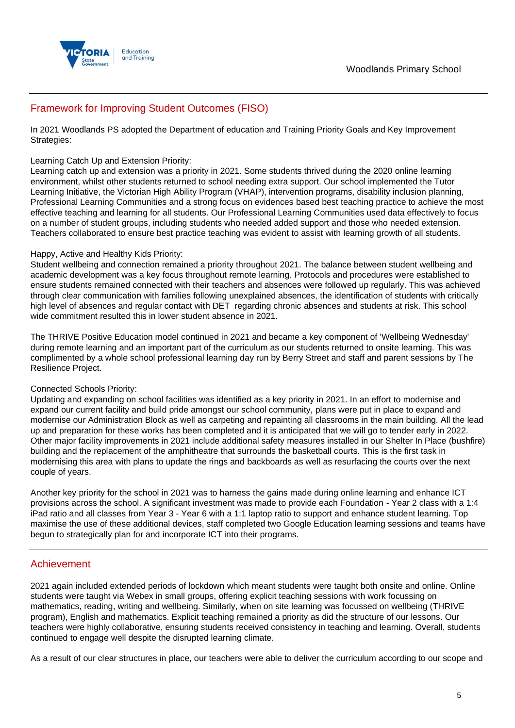## Framework for Improving Student Outcomes (FISO)

In 2021 Woodlands PS adopted the Department of education and Training Priority Goals and Key Improvement Strategies:

Learning Catch Up and Extension Priority:
Learning catch up and extension was a priority in 2021. Some students thrived during the 2020 online learning environment, whilst other students returned to school needing extra support. Our school implemented the Tutor Learning Initiative, the Victorian High Ability Program (VHAP), intervention programs, disability inclusion planning, Professional Learning Communities and a strong focus on evidences based best teaching practice to achieve the most effective teaching and learning for all students. Our Professional Learning Communities used data effectively to focus on a number of student groups, including students who needed added support and those who needed extension. Teachers collaborated to ensure best practice teaching was evident to assist with learning growth of all students.

Happy, Active and Healthy Kids Priority:
Student wellbeing and connection remained a priority throughout 2021. The balance between student wellbeing and academic development was a key focus throughout remote learning. Protocols and procedures were established to ensure students remained connected with their teachers and absences were followed up regularly. This was achieved through clear communication with families following unexplained absences, the identification of students with critically high level of absences and regular contact with DET regarding chronic absences and students at risk. This school wide commitment resulted this in lower student absence in 2021.

The THRIVE Positive Education model continued in 2021 and became a key component of 'Wellbeing Wednesday' during remote learning and an important part of the curriculum as our students returned to onsite learning. This was complimented by a whole school professional learning day run by Berry Street and staff and parent sessions by The Resilience Project.

Connected Schools Priority:
Updating and expanding on school facilities was identified as a key priority in 2021. In an effort to modernise and expand our current facility and build pride amongst our school community, plans were put in place to expand and modernise our Administration Block as well as carpeting and repainting all classrooms in the main building. All the lead up and preparation for these works has been completed and it is anticipated that we will go to tender early in 2022. Other major facility improvements in 2021 include additional safety measures installed in our Shelter In Place (bushfire) building and the replacement of the amphitheatre that surrounds the basketball courts. This is the first task in modernising this area with plans to update the rings and backboards as well as resurfacing the courts over the next couple of years.

Another key priority for the school in 2021 was to harness the gains made during online learning and enhance ICT provisions across the school. A significant investment was made to provide each Foundation - Year 2 class with a 1:4 iPad ratio and all classes from Year 3 - Year 6 with a 1:1 laptop ratio to support and enhance student learning. Top maximise the use of these additional devices, staff completed two Google Education learning sessions and teams have begun to strategically plan for and incorporate ICT into their programs.

## Achievement

2021 again included extended periods of lockdown which meant students were taught both onsite and online. Online students were taught via Webex in small groups, offering explicit teaching sessions with work focussing on mathematics, reading, writing and wellbeing. Similarly, when on site learning was focussed on wellbeing (THRIVE program), English and mathematics. Explicit teaching remained a priority as did the structure of our lessons. Our teachers were highly collaborative, ensuring students received consistency in teaching and learning. Overall, students continued to engage well despite the disrupted learning climate.

As a result of our clear structures in place, our teachers were able to deliver the curriculum according to our scope and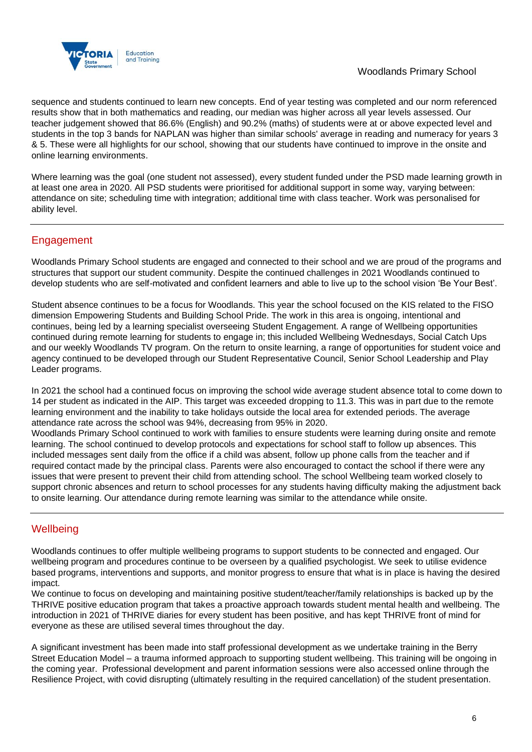sequence and students continued to learn new concepts. End of year testing was completed and our norm referenced results show that in both mathematics and reading, our median was higher across all year levels assessed. Our teacher judgement showed that 86.6% (English) and 90.2% (maths) of students were at or above expected level and students in the top 3 bands for NAPLAN was higher than similar schools' average in reading and numeracy for years 3 & 5. These were all highlights for our school, showing that our students have continued to improve in the onsite and online learning environments.

Where learning was the goal (one student not assessed), every student funded under the PSD made learning growth in at least one area in 2020. All PSD students were prioritised for additional support in some way, varying between: attendance on site; scheduling time with integration; additional time with class teacher. Work was personalised for ability level.

## Engagement

Woodlands Primary School students are engaged and connected to their school and we are proud of the programs and structures that support our student community. Despite the continued challenges in 2021 Woodlands continued to develop students who are self-motivated and confident learners and able to live up to the school vision 'Be Your Best'.

Student absence continues to be a focus for Woodlands. This year the school focused on the KIS related to the FISO dimension Empowering Students and Building School Pride. The work in this area is ongoing, intentional and continues, being led by a learning specialist overseeing Student Engagement. A range of Wellbeing opportunities continued during remote learning for students to engage in; this included Wellbeing Wednesdays, Social Catch Ups and our weekly Woodlands TV program. On the return to onsite learning, a range of opportunities for student voice and agency continued to be developed through our Student Representative Council, Senior School Leadership and Play Leader programs.

In 2021 the school had a continued focus on improving the school wide average student absence total to come down to 14 per student as indicated in the AIP. This target was exceeded dropping to 11.3. This was in part due to the remote learning environment and the inability to take holidays outside the local area for extended periods. The average attendance rate across the school was 94%, decreasing from 95% in 2020.
Woodlands Primary School continued to work with families to ensure students were learning during onsite and remote learning. The school continued to develop protocols and expectations for school staff to follow up absences. This included messages sent daily from the office if a child was absent, follow up phone calls from the teacher and if required contact made by the principal class. Parents were also encouraged to contact the school if there were any issues that were present to prevent their child from attending school. The school Wellbeing team worked closely to support chronic absences and return to school processes for any students having difficulty making the adjustment back to onsite learning. Our attendance during remote learning was similar to the attendance while onsite.

## Wellbeing

Woodlands continues to offer multiple wellbeing programs to support students to be connected and engaged. Our wellbeing program and procedures continue to be overseen by a qualified psychologist. We seek to utilise evidence based programs, interventions and supports, and monitor progress to ensure that what is in place is having the desired impact.
We continue to focus on developing and maintaining positive student/teacher/family relationships is backed up by the THRIVE positive education program that takes a proactive approach towards student mental health and wellbeing. The introduction in 2021 of THRIVE diaries for every student has been positive, and has kept THRIVE front of mind for everyone as these are utilised several times throughout the day.

A significant investment has been made into staff professional development as we undertake training in the Berry Street Education Model – a trauma informed approach to supporting student wellbeing. This training will be ongoing in the coming year. Professional development and parent information sessions were also accessed online through the Resilience Project, with covid disrupting (ultimately resulting in the required cancellation) of the student presentation.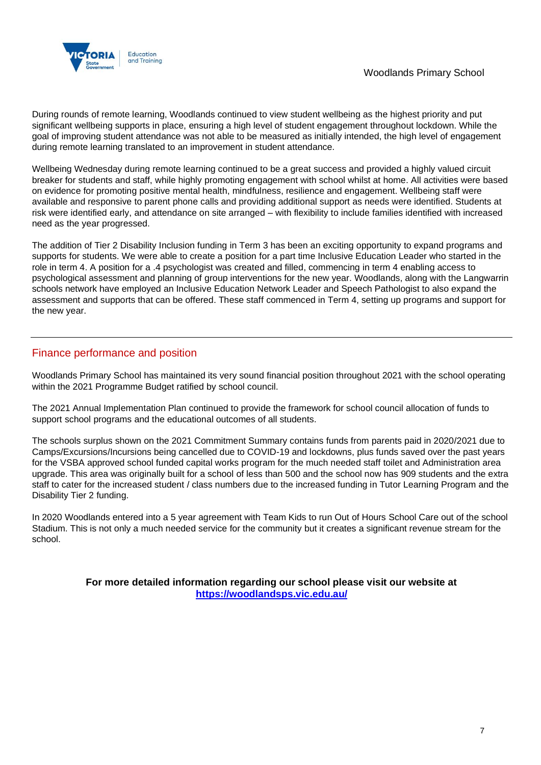During rounds of remote learning, Woodlands continued to view student wellbeing as the highest priority and put significant wellbeing supports in place, ensuring a high level of student engagement throughout lockdown. While the goal of improving student attendance was not able to be measured as initially intended, the high level of engagement during remote learning translated to an improvement in student attendance.

Wellbeing Wednesday during remote learning continued to be a great success and provided a highly valued circuit breaker for students and staff, while highly promoting engagement with school whilst at home. All activities were based on evidence for promoting positive mental health, mindfulness, resilience and engagement. Wellbeing staff were available and responsive to parent phone calls and providing additional support as needs were identified. Students at risk were identified early, and attendance on site arranged – with flexibility to include families identified with increased need as the year progressed.

The addition of Tier 2 Disability Inclusion funding in Term 3 has been an exciting opportunity to expand programs and supports for students. We were able to create a position for a part time Inclusive Education Leader who started in the role in term 4. A position for a .4 psychologist was created and filled, commencing in term 4 enabling access to psychological assessment and planning of group interventions for the new year. Woodlands, along with the Langwarrin schools network have employed an Inclusive Education Network Leader and Speech Pathologist to also expand the assessment and supports that can be offered. These staff commenced in Term 4, setting up programs and support for the new year.

## Finance performance and position

Woodlands Primary School has maintained its very sound financial position throughout 2021 with the school operating within the 2021 Programme Budget ratified by school council.

The 2021 Annual Implementation Plan continued to provide the framework for school council allocation of funds to support school programs and the educational outcomes of all students.

The schools surplus shown on the 2021 Commitment Summary contains funds from parents paid in 2020/2021 due to Camps/Excursions/Incursions being cancelled due to COVID-19 and lockdowns, plus funds saved over the past years for the VSBA approved school funded capital works program for the much needed staff toilet and Administration area upgrade. This area was originally built for a school of less than 500 and the school now has 909 students and the extra staff to cater for the increased student / class numbers due to the increased funding in Tutor Learning Program and the Disability Tier 2 funding.

In 2020 Woodlands entered into a 5 year agreement with Team Kids to run Out of Hours School Care out of the school Stadium. This is not only a much needed service for the community but it creates a significant revenue stream for the school.

**For more detailed information regarding our school please visit our website at [https://woodlandsps.vic.edu.au/](https://woodlandsps.vic.edu.au/)**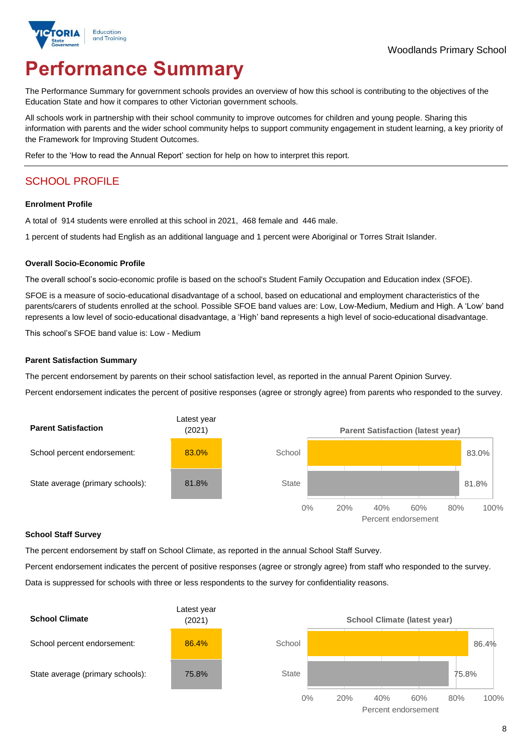Woodlands Primary School

# Performance Summary

The Performance Summary for government schools provides an overview of how this school is contributing to the objectives of the Education State and how it compares to other Victorian government schools.

All schools work in partnership with their school community to improve outcomes for children and young people. Sharing this information with parents and the wider school community helps to support community engagement in student learning, a key priority of the Framework for Improving Student Outcomes.

Refer to the 'How to read the Annual Report' section for help on how to interpret this report.

## SCHOOL PROFILE

### Enrolment Profile

A total of 914 students were enrolled at this school in 2021, 468 female and 446 male.

1 percent of students had English as an additional language and 1 percent were Aboriginal or Torres Strait Islander.

### Overall Socio-Economic Profile

The overall school's socio-economic profile is based on the school's Student Family Occupation and Education index (SFOE).

SFOE is a measure of socio-educational disadvantage of a school, based on educational and employment characteristics of the parents/carers of students enrolled at the school. Possible SFOE band values are: Low, Low-Medium, Medium and High. A 'Low' band represents a low level of socio-educational disadvantage, a 'High' band represents a high level of socio-educational disadvantage.

This school's SFOE band value is: Low - Medium

### Parent Satisfaction Summary

The percent endorsement by parents on their school satisfaction level, as reported in the annual Parent Opinion Survey.

Percent endorsement indicates the percent of positive responses (agree or strongly agree) from parents who responded to the survey.

| Parent Satisfaction | Latest year (2021) |
|---|---|
| School percent endorsement: | 83.0% |
| State average (primary schools): | 81.8% |

Parent Satisfaction (latest year)

| | Percent endorsement |
|---|---|
| School | 83.0% |
| State | 81.8% |

### School Staff Survey

The percent endorsement by staff on School Climate, as reported in the annual School Staff Survey.

Percent endorsement indicates the percent of positive responses (agree or strongly agree) from staff who responded to the survey.

Data is suppressed for schools with three or less respondents to the survey for confidentiality reasons.

| School Climate | Latest year (2021) |
|---|---|
| School percent endorsement: | 86.4% |
| State average (primary schools): | 75.8% |

School Climate (latest year)

| | Percent endorsement |
|---|---|
| School | 86.4% |
| State | 75.8% |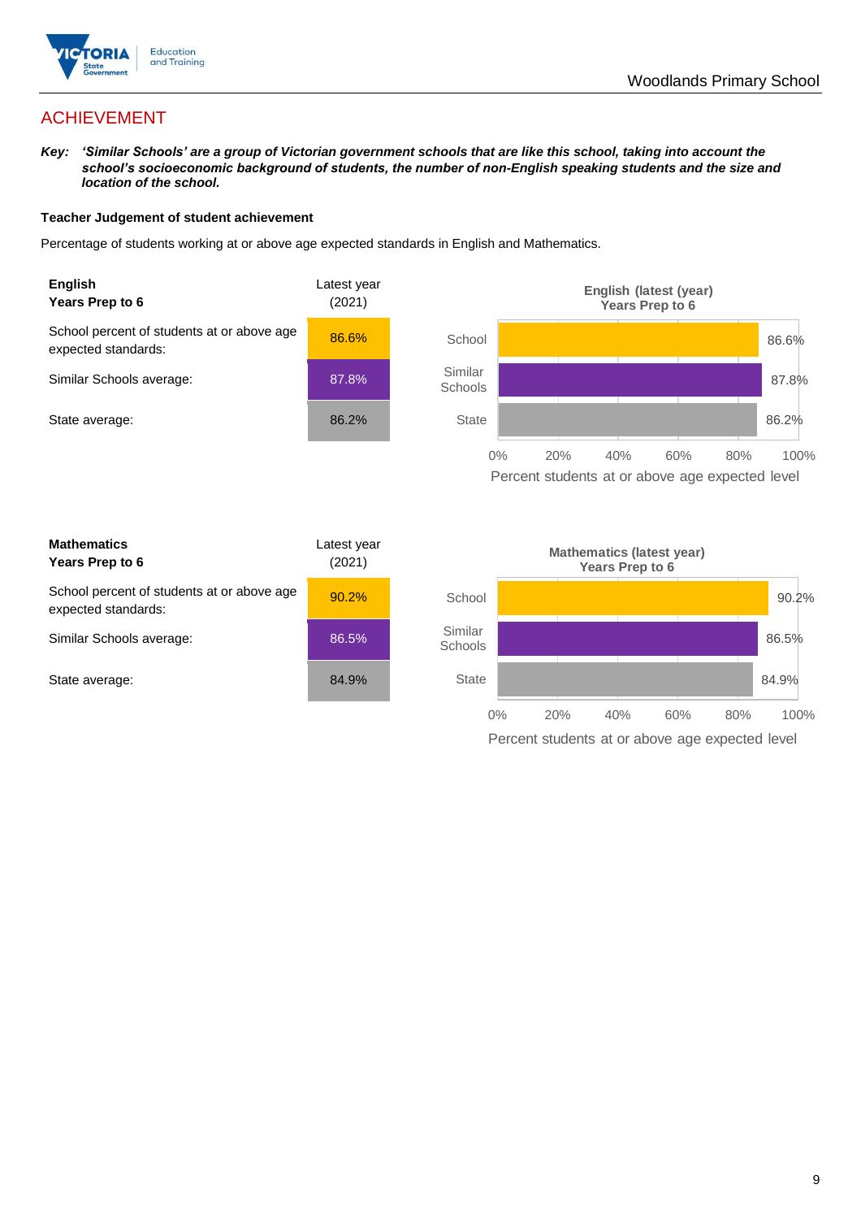# ACHIEVEMENT

***Key:*** ***'Similar Schools' are a group of Victorian government schools that are like this school, taking into account the school's socioeconomic background of students, the number of non-English speaking students and the size and location of the school.***

**Teacher Judgement of student achievement**

Percentage of students working at or above age expected standards in English and Mathematics.

| **English** **Years Prep to 6** | Latest year (2021) |
|---|---|
| School percent of students at or above age expected standards: | 86.6% |
| Similar Schools average: | 87.8% |
| State average: | 86.2% |

**English (latest (year) Years Prep to 6**

| | Percent students at or above age expected level |
|---|---|
| School | 86.6% |
| Similar Schools | 87.8% |
| State | 86.2% |

| **Mathematics** **Years Prep to 6** | Latest year (2021) |
|---|---|
| School percent of students at or above age expected standards: | 90.2% |
| Similar Schools average: | 86.5% |
| State average: | 84.9% |

**Mathematics (latest year) Years Prep to 6**

| | Percent students at or above age expected level |
|---|---|
| School | 90.2% |
| Similar Schools | 86.5% |
| State | 84.9% |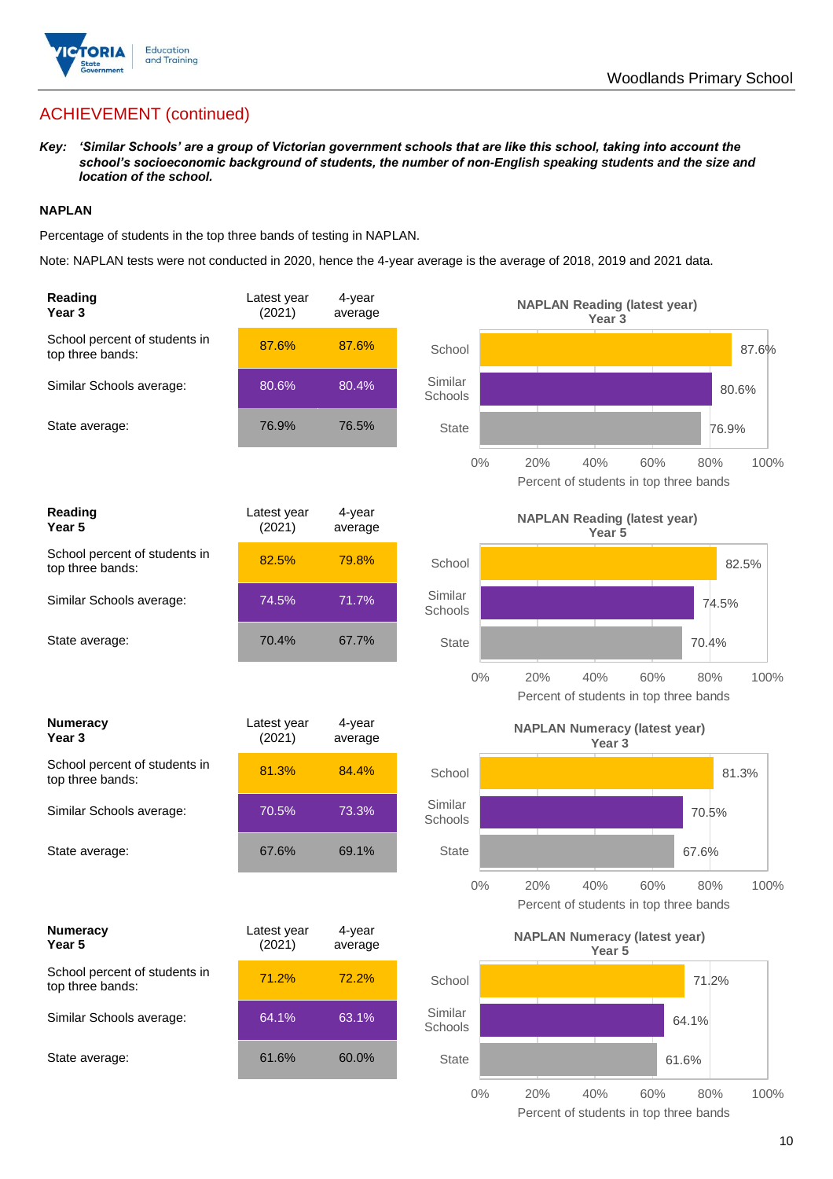## ACHIEVEMENT (continued)

***Key:*** ***'Similar Schools' are a group of Victorian government schools that are like this school, taking into account the school's socioeconomic background of students, the number of non-English speaking students and the size and location of the school.***

### NAPLAN

Percentage of students in the top three bands of testing in NAPLAN.

Note: NAPLAN tests were not conducted in 2020, hence the 4-year average is the average of 2018, 2019 and 2021 data.

| **Reading Year 3** | Latest year (2021) | 4-year average |
|---|---|---|
| School percent of students in top three bands: | 87.6% | 87.6% |
| Similar Schools average: | 80.6% | 80.4% |
| State average: | 76.9% | 76.5% |

**NAPLAN Reading (latest year) Year 3**

| | Percent of students in top three bands |
|---|---|
| School | 87.6% |
| Similar Schools | 80.6% |
| State | 76.9% |

| **Reading Year 5** | Latest year (2021) | 4-year average |
|---|---|---|
| School percent of students in top three bands: | 82.5% | 79.8% |
| Similar Schools average: | 74.5% | 71.7% |
| State average: | 70.4% | 67.7% |

**NAPLAN Reading (latest year) Year 5**

| | Percent of students in top three bands |
|---|---|
| School | 82.5% |
| Similar Schools | 74.5% |
| State | 70.4% |

| **Numeracy Year 3** | Latest year (2021) | 4-year average |
|---|---|---|
| School percent of students in top three bands: | 81.3% | 84.4% |
| Similar Schools average: | 70.5% | 73.3% |
| State average: | 67.6% | 69.1% |

**NAPLAN Numeracy (latest year) Year 3**

| | Percent of students in top three bands |
|---|---|
| School | 81.3% |
| Similar Schools | 70.5% |
| State | 67.6% |

| **Numeracy Year 5** | Latest year (2021) | 4-year average |
|---|---|---|
| School percent of students in top three bands: | 71.2% | 72.2% |
| Similar Schools average: | 64.1% | 63.1% |
| State average: | 61.6% | 60.0% |

**NAPLAN Numeracy (latest year) Year 5**

| | Percent of students in top three bands |
|---|---|
| School | 71.2% |
| Similar Schools | 64.1% |
| State | 61.6% |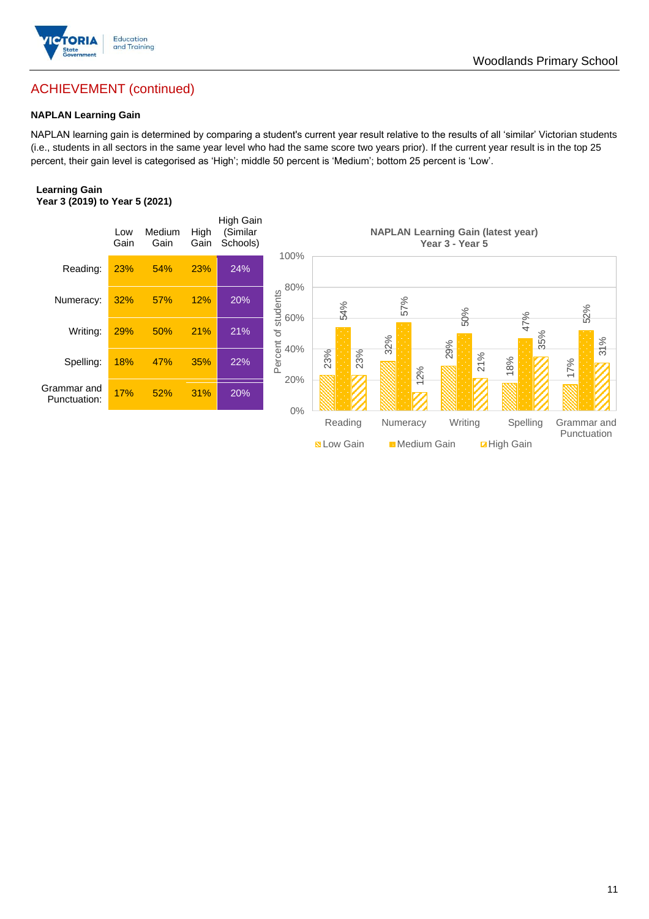## ACHIEVEMENT (continued)

**NAPLAN Learning Gain**

NAPLAN learning gain is determined by comparing a student's current year result relative to the results of all 'similar' Victorian students (i.e., students in all sectors in the same year level who had the same score two years prior). If the current year result is in the top 25 percent, their gain level is categorised as 'High'; middle 50 percent is 'Medium'; bottom 25 percent is 'Low'.

**Learning Gain**
**Year 3 (2019) to Year 5 (2021)**

| | Low Gain | Medium Gain | High Gain | High Gain (Similar Schools) |
|---|---|---|---|---|
| Reading: | 23% | 54% | 23% | 24% |
| Numeracy: | 32% | 57% | 12% | 20% |
| Writing: | 29% | 50% | 21% | 21% |
| Spelling: | 18% | 47% | 35% | 22% |
| Grammar and Punctuation: | 17% | 52% | 31% | 20% |

**NAPLAN Learning Gain (latest year)**
**Year 3 - Year 5**

| | Low Gain | Medium Gain | High Gain |
|---|---|---|---|
| Reading | 23% | 54% | 23% |
| Numeracy | 32% | 57% | 12% |
| Writing | 29% | 50% | 21% |
| Spelling | 18% | 47% | 35% |
| Grammar and Punctuation | 17% | 52% | 31% |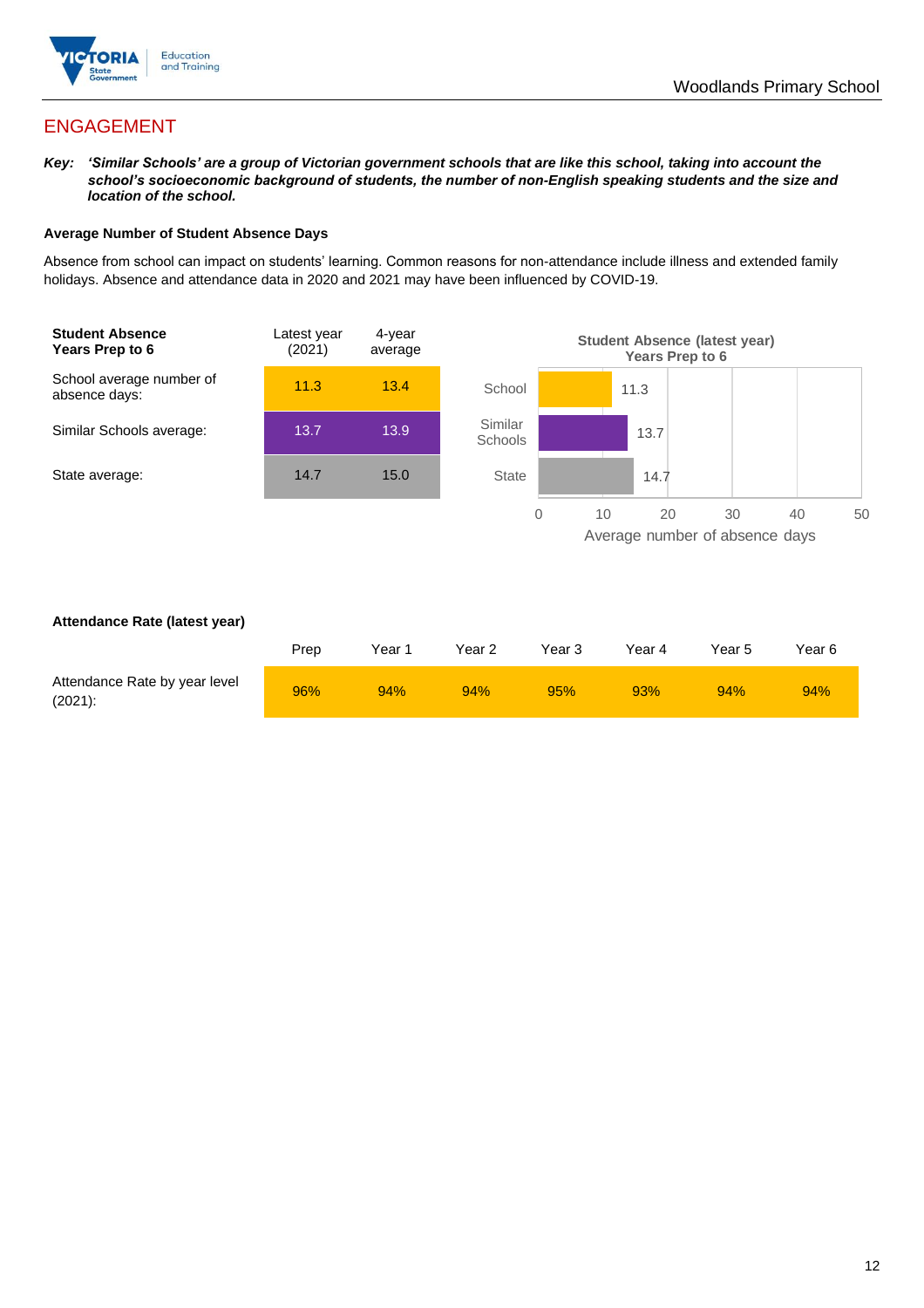## ENGAGEMENT

***Key:** 'Similar Schools' are a group of Victorian government schools that are like this school, taking into account the school's socioeconomic background of students, the number of non-English speaking students and the size and location of the school.*

### Average Number of Student Absence Days

Absence from school can impact on students' learning. Common reasons for non-attendance include illness and extended family holidays. Absence and attendance data in 2020 and 2021 may have been influenced by COVID-19.

| Student Absence Years Prep to 6 | Latest year (2021) | 4-year average |
|---|---|---|
| School average number of absence days: | 11.3 | 13.4 |
| Similar Schools average: | 13.7 | 13.9 |
| State average: | 14.7 | 15.0 |

**Student Absence (latest year) Years Prep to 6**

| | Average number of absence days |
|---|---|
| School | 11.3 |
| Similar Schools | 13.7 |
| State | 14.7 |

### Attendance Rate (latest year)

| | Prep | Year 1 | Year 2 | Year 3 | Year 4 | Year 5 | Year 6 |
|---|---|---|---|---|---|---|---|
| Attendance Rate by year level (2021): | 96% | 94% | 94% | 95% | 93% | 94% | 94% |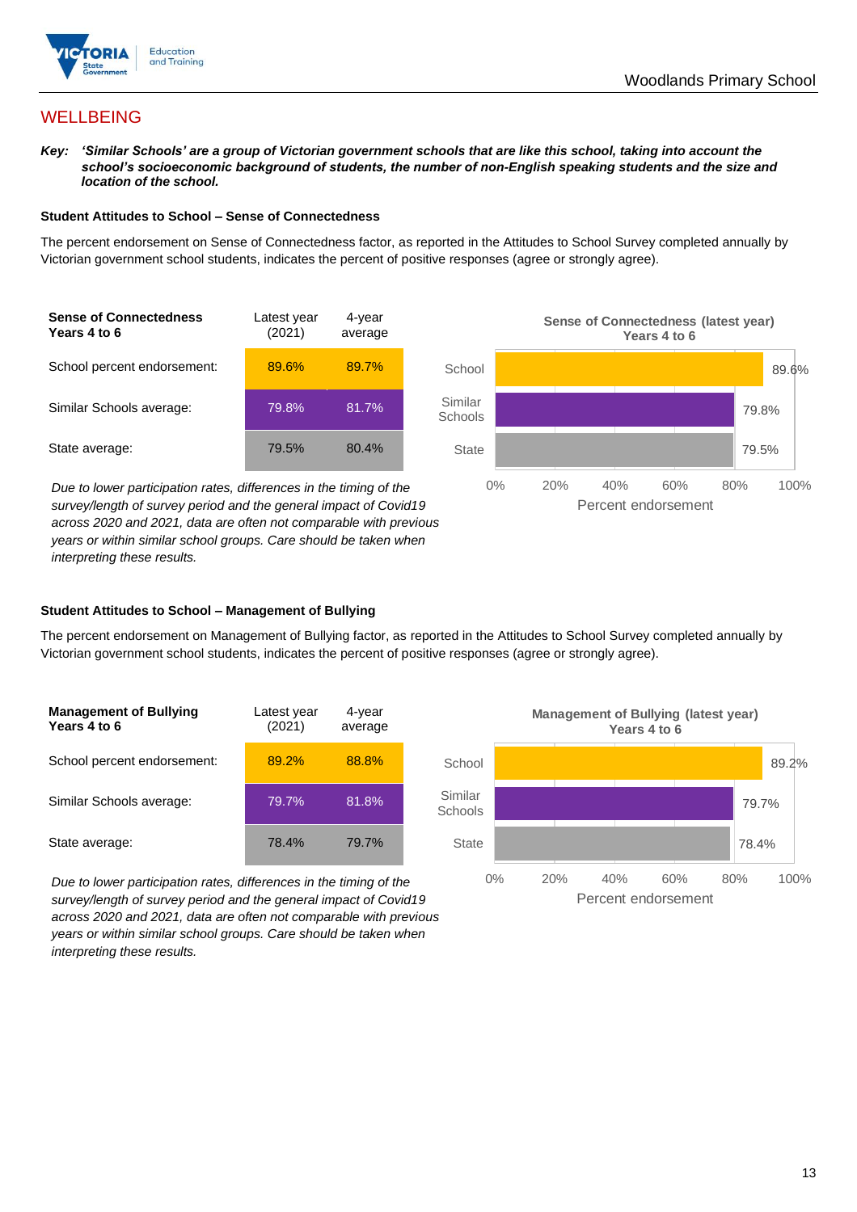# WELLBEING

***Key:*** ***'Similar Schools' are a group of Victorian government schools that are like this school, taking into account the school's socioeconomic background of students, the number of non-English speaking students and the size and location of the school.***

### Student Attitudes to School – Sense of Connectedness

The percent endorsement on Sense of Connectedness factor, as reported in the Attitudes to School Survey completed annually by Victorian government school students, indicates the percent of positive responses (agree or strongly agree).

| Sense of Connectedness Years 4 to 6 | Latest year (2021) | 4-year average |
|---|---|---|
| School percent endorsement: | 89.6% | 89.7% |
| Similar Schools average: | 79.8% | 81.7% |
| State average: | 79.5% | 80.4% |

*Due to lower participation rates, differences in the timing of the survey/length of survey period and the general impact of Covid19 across 2020 and 2021, data are often not comparable with previous years or within similar school groups. Care should be taken when interpreting these results.*

**Sense of Connectedness (latest year) Years 4 to 6**

| | Percent endorsement |
|---|---|
| School | 89.6% |
| Similar Schools | 79.8% |
| State | 79.5% |

### Student Attitudes to School – Management of Bullying

The percent endorsement on Management of Bullying factor, as reported in the Attitudes to School Survey completed annually by Victorian government school students, indicates the percent of positive responses (agree or strongly agree).

| Management of Bullying Years 4 to 6 | Latest year (2021) | 4-year average |
|---|---|---|
| School percent endorsement: | 89.2% | 88.8% |
| Similar Schools average: | 79.7% | 81.8% |
| State average: | 78.4% | 79.7% |

*Due to lower participation rates, differences in the timing of the survey/length of survey period and the general impact of Covid19 across 2020 and 2021, data are often not comparable with previous years or within similar school groups. Care should be taken when interpreting these results.*

**Management of Bullying (latest year) Years 4 to 6**

| | Percent endorsement |
|---|---|
| School | 89.2% |
| Similar Schools | 79.7% |
| State | 78.4% |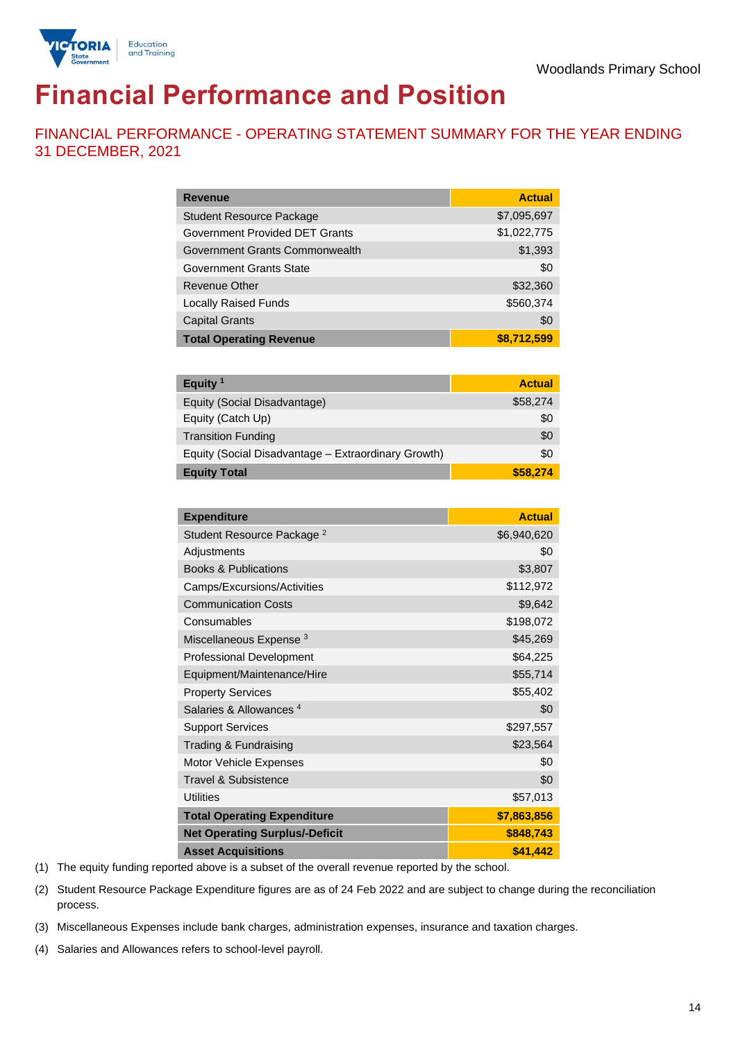Woodlands Primary School

# Financial Performance and Position

## FINANCIAL PERFORMANCE - OPERATING STATEMENT SUMMARY FOR THE YEAR ENDING 31 DECEMBER, 2021

| Revenue | Actual |
|---|---|
| Student Resource Package | $7,095,697 |
| Government Provided DET Grants | $1,022,775 |
| Government Grants Commonwealth | $1,393 |
| Government Grants State | $0 |
| Revenue Other | $32,360 |
| Locally Raised Funds | $560,374 |
| Capital Grants | $0 |
| **Total Operating Revenue** | **$8,712,599** |

| Equity [1] | Actual |
|---|---|
| Equity (Social Disadvantage) | $58,274 |
| Equity (Catch Up) | $0 |
| Transition Funding | $0 |
| Equity (Social Disadvantage – Extraordinary Growth) | $0 |
| **Equity Total** | **$58,274** |

| Expenditure | Actual |
|---|---|
| Student Resource Package [2] | $6,940,620 |
| Adjustments | $0 |
| Books & Publications | $3,807 |
| Camps/Excursions/Activities | $112,972 |
| Communication Costs | $9,642 |
| Consumables | $198,072 |
| Miscellaneous Expense [3] | $45,269 |
| Professional Development | $64,225 |
| Equipment/Maintenance/Hire | $55,714 |
| Property Services | $55,402 |
| Salaries & Allowances [4] | $0 |
| Support Services | $297,557 |
| Trading & Fundraising | $23,564 |
| Motor Vehicle Expenses | $0 |
| Travel & Subsistence | $0 |
| Utilities | $57,013 |
| **Total Operating Expenditure** | **$7,863,856** |
| **Net Operating Surplus/-Deficit** | **$848,743** |
| **Asset Acquisitions** | **$41,442** |

(1) The equity funding reported above is a subset of the overall revenue reported by the school.

(2) Student Resource Package Expenditure figures are as of 24 Feb 2022 and are subject to change during the reconciliation process.

(3) Miscellaneous Expenses include bank charges, administration expenses, insurance and taxation charges.

(4) Salaries and Allowances refers to school-level payroll.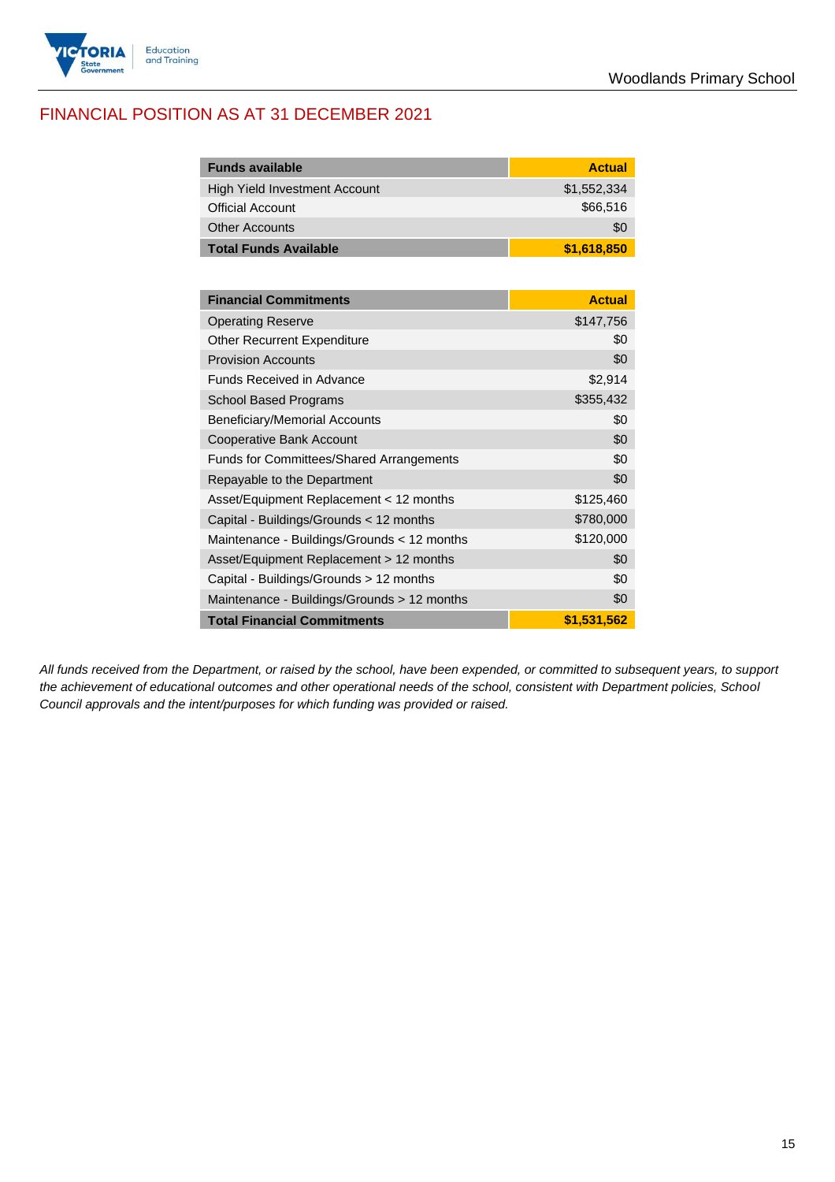## FINANCIAL POSITION AS AT 31 DECEMBER 2021

| Funds available | Actual |
|---|---|
| High Yield Investment Account | $1,552,334 |
| Official Account | $66,516 |
| Other Accounts | $0 |
| **Total Funds Available** | **$1,618,850** |

| Financial Commitments | Actual |
|---|---|
| Operating Reserve | $147,756 |
| Other Recurrent Expenditure | $0 |
| Provision Accounts | $0 |
| Funds Received in Advance | $2,914 |
| School Based Programs | $355,432 |
| Beneficiary/Memorial Accounts | $0 |
| Cooperative Bank Account | $0 |
| Funds for Committees/Shared Arrangements | $0 |
| Repayable to the Department | $0 |
| Asset/Equipment Replacement < 12 months | $125,460 |
| Capital - Buildings/Grounds < 12 months | $780,000 |
| Maintenance - Buildings/Grounds < 12 months | $120,000 |
| Asset/Equipment Replacement > 12 months | $0 |
| Capital - Buildings/Grounds > 12 months | $0 |
| Maintenance - Buildings/Grounds > 12 months | $0 |
| **Total Financial Commitments** | **$1,531,562** |

*All funds received from the Department, or raised by the school, have been expended, or committed to subsequent years, to support the achievement of educational outcomes and other operational needs of the school, consistent with Department policies, School Council approvals and the intent/purposes for which funding was provided or raised.*